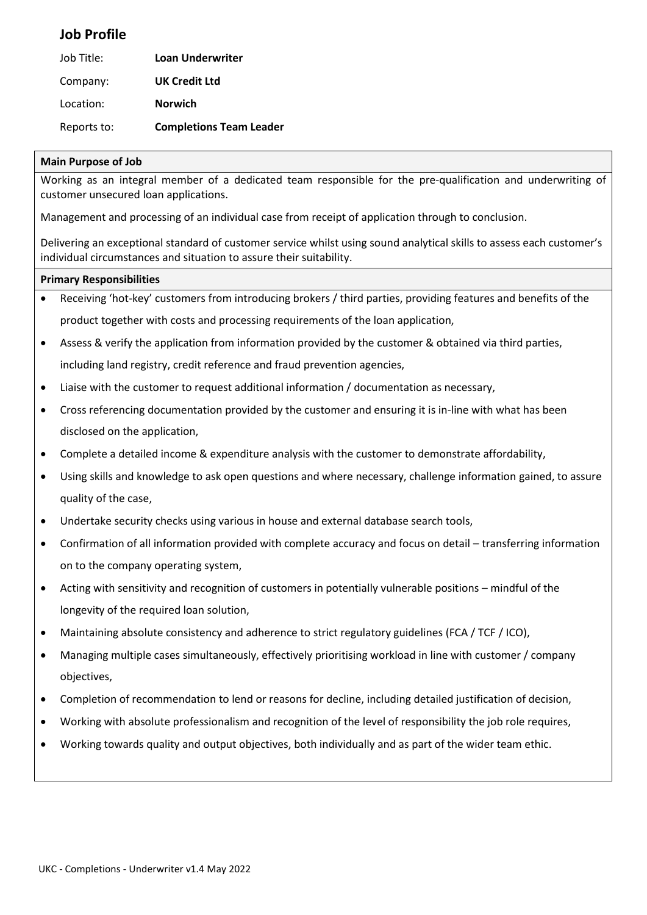# Job Profile

| | |
|---|---|
| Job Title: | **Loan Underwriter** |
| Company: | **UK Credit Ltd** |
| Location: | **Norwich** |
| Reports to: | **Completions Team Leader** |

**Main Purpose of Job**

Working as an integral member of a dedicated team responsible for the pre-qualification and underwriting of customer unsecured loan applications.

Management and processing of an individual case from receipt of application through to conclusion.

Delivering an exceptional standard of customer service whilst using sound analytical skills to assess each customer's individual circumstances and situation to assure their suitability.

**Primary Responsibilities**

- Receiving 'hot-key' customers from introducing brokers / third parties, providing features and benefits of the product together with costs and processing requirements of the loan application,
- Assess & verify the application from information provided by the customer & obtained via third parties, including land registry, credit reference and fraud prevention agencies,
- Liaise with the customer to request additional information / documentation as necessary,
- Cross referencing documentation provided by the customer and ensuring it is in-line with what has been disclosed on the application,
- Complete a detailed income & expenditure analysis with the customer to demonstrate affordability,
- Using skills and knowledge to ask open questions and where necessary, challenge information gained, to assure quality of the case,
- Undertake security checks using various in house and external database search tools,
- Confirmation of all information provided with complete accuracy and focus on detail – transferring information on to the company operating system,
- Acting with sensitivity and recognition of customers in potentially vulnerable positions – mindful of the longevity of the required loan solution,
- Maintaining absolute consistency and adherence to strict regulatory guidelines (FCA / TCF / ICO),
- Managing multiple cases simultaneously, effectively prioritising workload in line with customer / company objectives,
- Completion of recommendation to lend or reasons for decline, including detailed justification of decision,
- Working with absolute professionalism and recognition of the level of responsibility the job role requires,
- Working towards quality and output objectives, both individually and as part of the wider team ethic.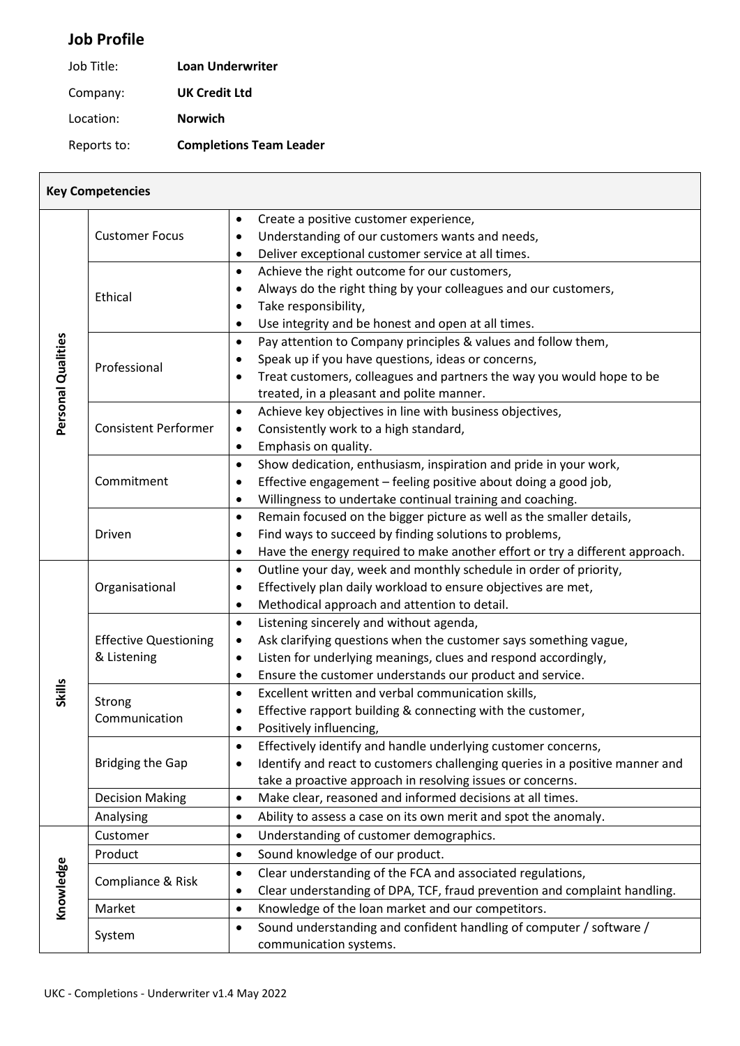## Job Profile

| | |
|---|---|
| Job Title: | **Loan Underwriter** |
| Company: | **UK Credit Ltd** |
| Location: | **Norwich** |
| Reports to: | **Completions Team Leader** |

| **Key Competencies** | | |
|---|---|---|
| **Personal Qualities** | Customer Focus | • Create a positive customer experience,<br>• Understanding of our customers wants and needs,<br>• Deliver exceptional customer service at all times. |
| | Ethical | • Achieve the right outcome for our customers,<br>• Always do the right thing by your colleagues and our customers,<br>• Take responsibility,<br>• Use integrity and be honest and open at all times. |
| | Professional | • Pay attention to Company principles & values and follow them,<br>• Speak up if you have questions, ideas or concerns,<br>• Treat customers, colleagues and partners the way you would hope to be treated, in a pleasant and polite manner. |
| | Consistent Performer | • Achieve key objectives in line with business objectives,<br>• Consistently work to a high standard,<br>• Emphasis on quality. |
| | Commitment | • Show dedication, enthusiasm, inspiration and pride in your work,<br>• Effective engagement – feeling positive about doing a good job,<br>• Willingness to undertake continual training and coaching. |
| | Driven | • Remain focused on the bigger picture as well as the smaller details,<br>• Find ways to succeed by finding solutions to problems,<br>• Have the energy required to make another effort or try a different approach. |
| **Skills** | Organisational | • Outline your day, week and monthly schedule in order of priority,<br>• Effectively plan daily workload to ensure objectives are met,<br>• Methodical approach and attention to detail. |
| | Effective Questioning & Listening | • Listening sincerely and without agenda,<br>• Ask clarifying questions when the customer says something vague,<br>• Listen for underlying meanings, clues and respond accordingly,<br>• Ensure the customer understands our product and service. |
| | Strong Communication | • Excellent written and verbal communication skills,<br>• Effective rapport building & connecting with the customer,<br>• Positively influencing, |
| | Bridging the Gap | • Effectively identify and handle underlying customer concerns,<br>• Identify and react to customers challenging queries in a positive manner and take a proactive approach in resolving issues or concerns. |
| | Decision Making | • Make clear, reasoned and informed decisions at all times. |
| | Analysing | • Ability to assess a case on its own merit and spot the anomaly. |
| **Knowledge** | Customer | • Understanding of customer demographics. |
| | Product | • Sound knowledge of our product. |
| | Compliance & Risk | • Clear understanding of the FCA and associated regulations,<br>• Clear understanding of DPA, TCF, fraud prevention and complaint handling. |
| | Market | • Knowledge of the loan market and our competitors. |
| | System | • Sound understanding and confident handling of computer / software / communication systems. |

UKC - Completions - Underwriter v1.4 May 2022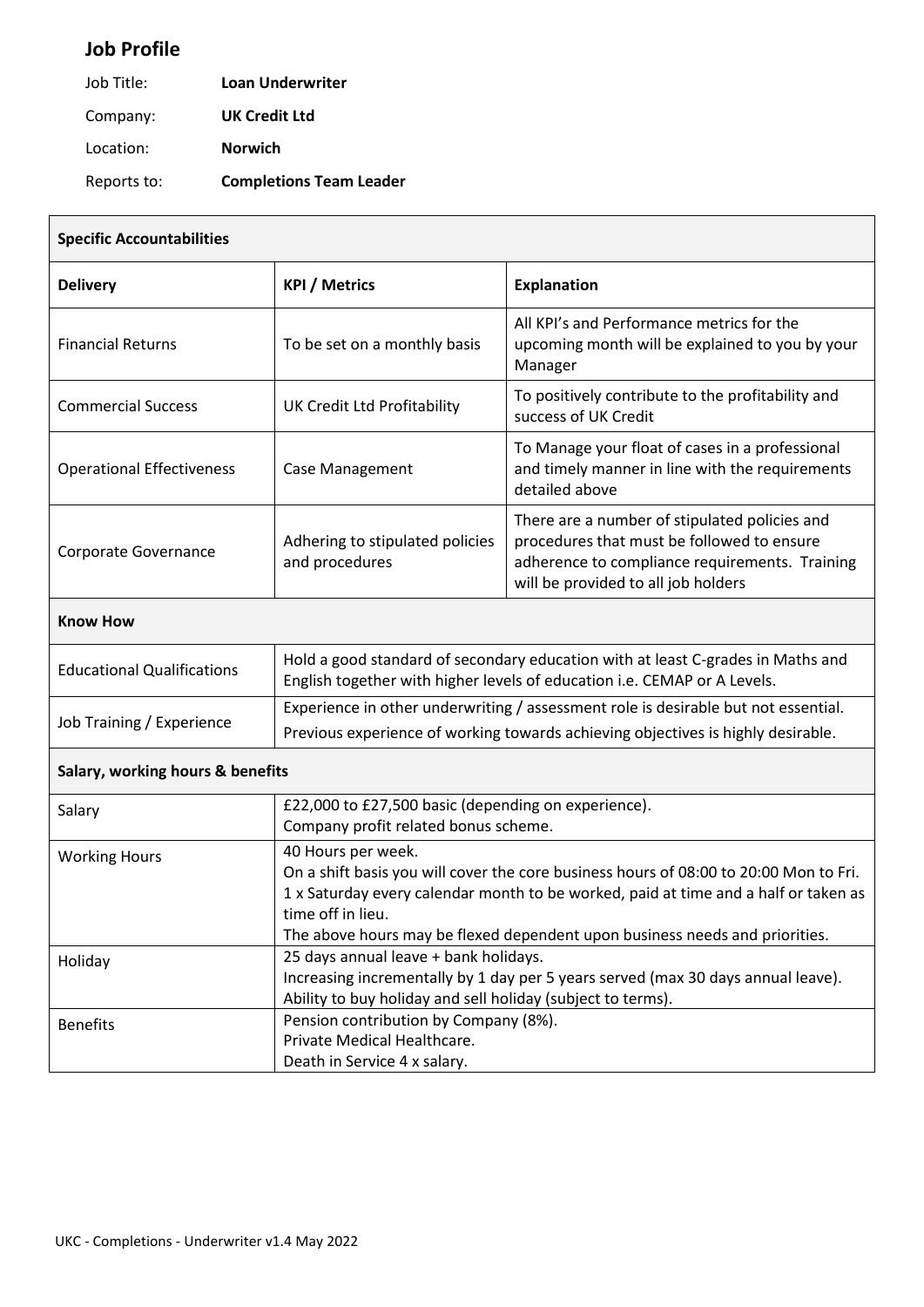## Job Profile

Job Title: **Loan Underwriter**

Company: **UK Credit Ltd**

Location: **Norwich**

Reports to: **Completions Team Leader**

| **Specific Accountabilities** | | |
|---|---|---|
| **Delivery** | **KPI / Metrics** | **Explanation** |
| Financial Returns | To be set on a monthly basis | All KPI's and Performance metrics for the upcoming month will be explained to you by your Manager |
| Commercial Success | UK Credit Ltd Profitability | To positively contribute to the profitability and success of UK Credit |
| Operational Effectiveness | Case Management | To Manage your float of cases in a professional and timely manner in line with the requirements detailed above |
| Corporate Governance | Adhering to stipulated policies and procedures | There are a number of stipulated policies and procedures that must be followed to ensure adherence to compliance requirements. Training will be provided to all job holders |

| **Know How** | |
|---|---|
| Educational Qualifications | Hold a good standard of secondary education with at least C-grades in Maths and English together with higher levels of education i.e. CEMAP or A Levels. |
| Job Training / Experience | Experience in other underwriting / assessment role is desirable but not essential. Previous experience of working towards achieving objectives is highly desirable. |

| **Salary, working hours & benefits** | |
|---|---|
| Salary | £22,000 to £27,500 basic (depending on experience). Company profit related bonus scheme. |
| Working Hours | 40 Hours per week. On a shift basis you will cover the core business hours of 08:00 to 20:00 Mon to Fri. 1 x Saturday every calendar month to be worked, paid at time and a half or taken as time off in lieu. The above hours may be flexed dependent upon business needs and priorities. |
| Holiday | 25 days annual leave + bank holidays. Increasing incrementally by 1 day per 5 years served (max 30 days annual leave). Ability to buy holiday and sell holiday (subject to terms). |
| Benefits | Pension contribution by Company (8%). Private Medical Healthcare. Death in Service 4 x salary. |

UKC - Completions - Underwriter v1.4 May 2022